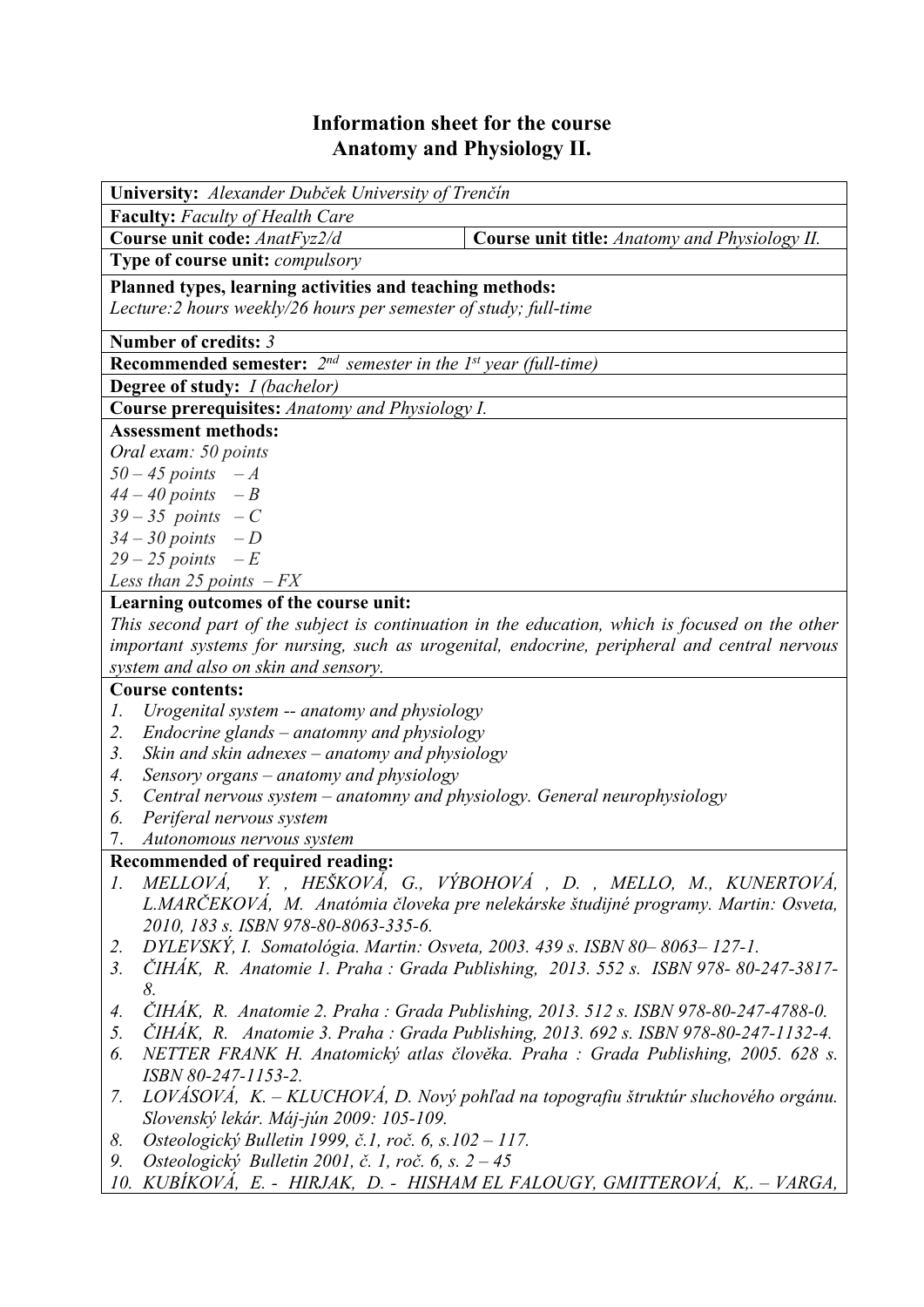# Information sheet for the course
# Anatomy and Physiology II.

**University:** *Alexander Dubček University of Trenčín*

**Faculty:** *Faculty of Health Care*

**Course unit code:** *AnatFyz2/d* | **Course unit title:** *Anatomy and Physiology II.*

**Type of course unit:** *compulsory*

**Planned types, learning activities and teaching methods:**
*Lecture:2 hours weekly/26 hours per semester of study; full-time*

**Number of credits:** *3*

**Recommended semester:** *2nd semester in the 1st year (full-time)*

**Degree of study:** *I (bachelor)*

**Course prerequisites:** *Anatomy and Physiology I.*

**Assessment methods:**
*Oral exam: 50 points*
*50 – 45 points – A*
*44 – 40 points – B*
*39 – 35 points – C*
*34 – 30 points – D*
*29 – 25 points – E*
*Less than 25 points – FX*

**Learning outcomes of the course unit:**
*This second part of the subject is continuation in the education, which is focused on the other important systems for nursing, such as urogenital, endocrine, peripheral and central nervous system and also on skin and sensory.*

**Course contents:**
1. *Urogenital system -- anatomy and physiology*
2. *Endocrine glands – anatomny and physiology*
3. *Skin and skin adnexes – anatomy and physiology*
4. *Sensory organs – anatomy and physiology*
5. *Central nervous system – anatomny and physiology. General neurophysiology*
6. *Periferal nervous system*
7. *Autonomous nervous system*

**Recommended of required reading:**
1. *MELLOVÁ, Y. , HEŠKOVÁ, G., VÝBOHOVÁ , D. , MELLO, M., KUNERTOVÁ, L.MARČEKOVÁ, M. Anatómia človeka pre nelekárske študijné programy. Martin: Osveta, 2010, 183 s. ISBN 978-80-8063-335-6.*
2. *DYLEVSKÝ, I. Somatológia. Martin: Osveta, 2003. 439 s. ISBN 80– 8063– 127-1.*
3. *ČIHÁK, R. Anatomie 1. Praha : Grada Publishing, 2013. 552 s. ISBN 978- 80-247-3817-8.*
4. *ČIHÁK, R. Anatomie 2. Praha : Grada Publishing, 2013. 512 s. ISBN 978-80-247-4788-0.*
5. *ČIHÁK, R. Anatomie 3. Praha : Grada Publishing, 2013. 692 s. ISBN 978-80-247-1132-4.*
6. *NETTER FRANK H. Anatomický atlas člověka. Praha : Grada Publishing, 2005. 628 s. ISBN 80-247-1153-2.*
7. *LOVÁSOVÁ, K. – KLUCHOVÁ, D. Nový pohľad na topografiu štruktúr sluchového orgánu. Slovenský lekár. Máj-jún 2009: 105-109.*
8. *Osteologický Bulletin 1999, č.1, roč. 6, s.102 – 117.*
9. *Osteologický Bulletin 2001, č. 1, roč. 6, s. 2 – 45*
10. *KUBÍKOVÁ, E. - HIRJAK, D. - HISHAM EL FALOUGY, GMITTEROVÁ, K,. – VARGA,*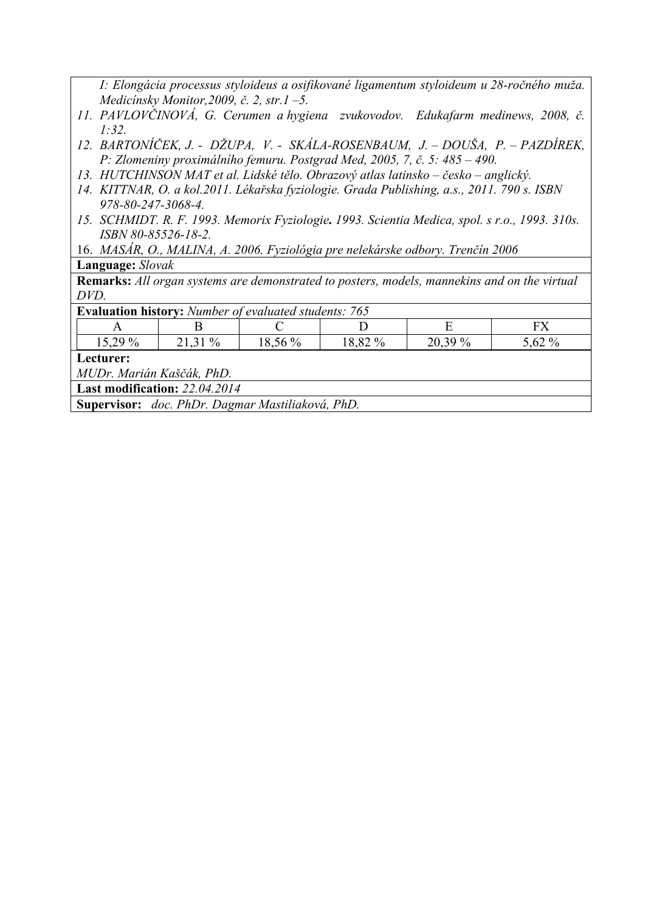*I: Elongácia processus styloideus a osifikované ligamentum styloideum u 28-ročného muža. Medicínsky Monitor,2009, č. 2, str.1 –5.*

11. *PAVLOVČINOVÁ, G. Cerumen a hygiena zvukovodov. Edukafarm medinews, 2008, č. 1:32.*
12. *BARTONÍČEK, J. - DŽUPA, V. - SKÁLA-ROSENBAUM, J. – DOUŠA, P. – PAZDÍREK, P: Zlomeniny proximálního femuru. Postgrad Med, 2005, 7, č. 5: 485 – 490.*
13. *HUTCHINSON MAT et al. Lidské tělo. Obrazový atlas latinsko – česko – anglický.*
14. *KITTNAR, O. a kol.2011. Lékařska fyziologie. Grada Publishing, a.s., 2011. 790 s. ISBN 978-80-247-3068-4.*
15. *SCHMIDT. R. F. 1993. Memorix Fyziologie. 1993. Scientia Medica, spol. s r.o., 1993. 310s. ISBN 80-85526-18-2.*
16. *MASÁR, O., MALINA, A. 2006. Fyziológia pre nelekárske odbory. Trenčín 2006*

**Language:** *Slovak*

**Remarks:** *All organ systems are demonstrated to posters, models, mannekins and on the virtual DVD.*

**Evaluation history:** *Number of evaluated students: 765*

| A | B | C | D | E | FX |
|---|---|---|---|---|---|
| 15,29 % | 21,31 % | 18,56 % | 18,82 % | 20,39 % | 5,62 % |

**Lecturer:**

*MUDr. Marián Kaščák, PhD.*

**Last modification:** *22.04.2014*

**Supervisor:** *doc. PhDr. Dagmar Mastiliaková, PhD.*